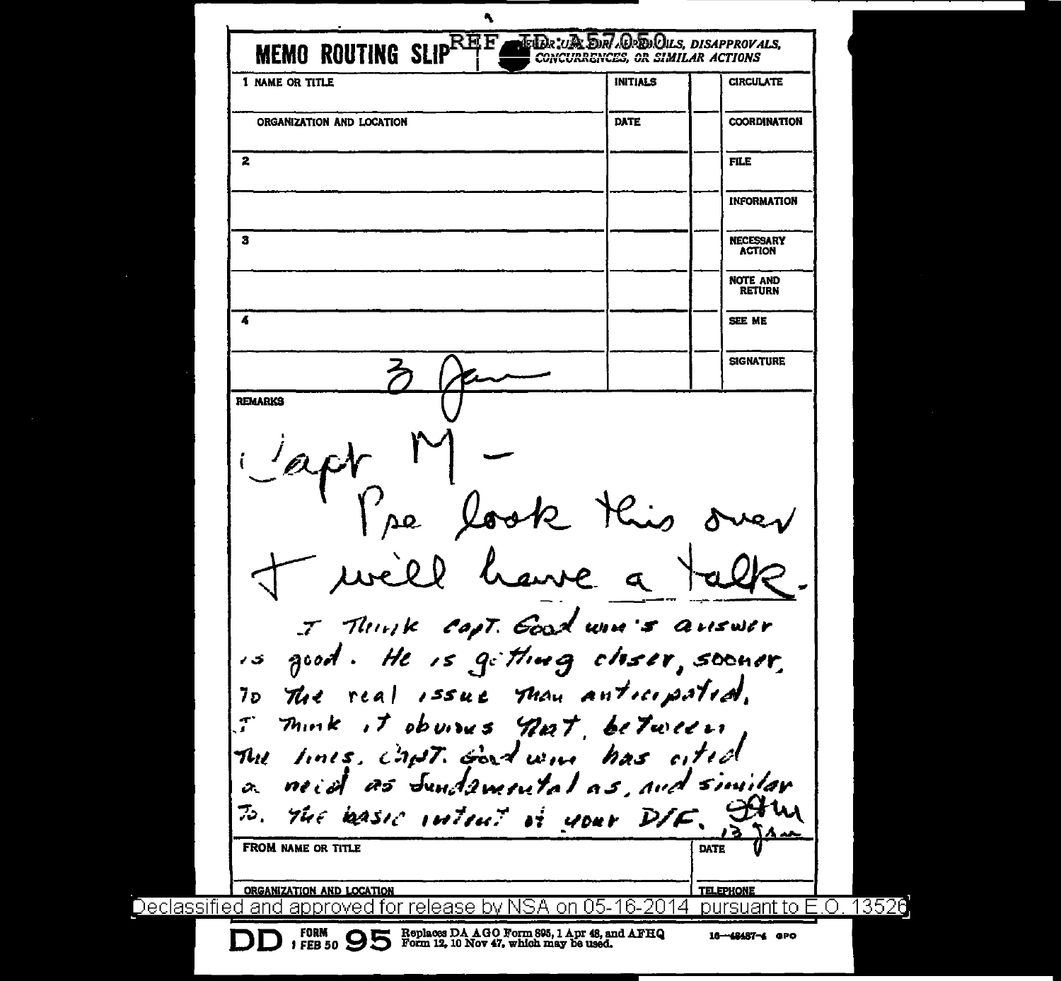# MEMO ROUTING SLIP

REF ID:A57050

NEVER USE FOR APPROVALS, DISAPPROVALS, CONCURRENCES, OR SIMILAR ACTIONS

| NAME OR TITLE | INITIALS | | |
|---|---|---|---|
| 1 | | | CIRCULATE |
| ORGANIZATION AND LOCATION | DATE | | COORDINATION |
| 2 | | | FILE |
| | | | INFORMATION |
| 3 | | | NECESSARY ACTION |
| | | | NOTE AND RETURN |
| 4 | | | SEE ME |
| 3 Jan | | | SIGNATURE |

REMARKS

Capt M —

Pse look this over & will have a talk.

I think Capt. Goodwin's answer is good. He is getting closer, sooner, to the real issue than anticipated. I think it obvious that, between the lines, Capt. Goodwin has cited a need as fundamental as, and similar to, the basic intent of your D/F. [initials] 13 Jan

FROM NAME OR TITLE | DATE

ORGANIZATION AND LOCATION | TELEPHONE

Declassified and approved for release by NSA on 05-16-2014 pursuant to E.O. 13526

DD FORM 1 FEB 50 95 Replaces DA AGO Form 895, 1 Apr 48, and AFHQ Form 12, 10 Nov 47, which may be used. 16—48487-4 GPO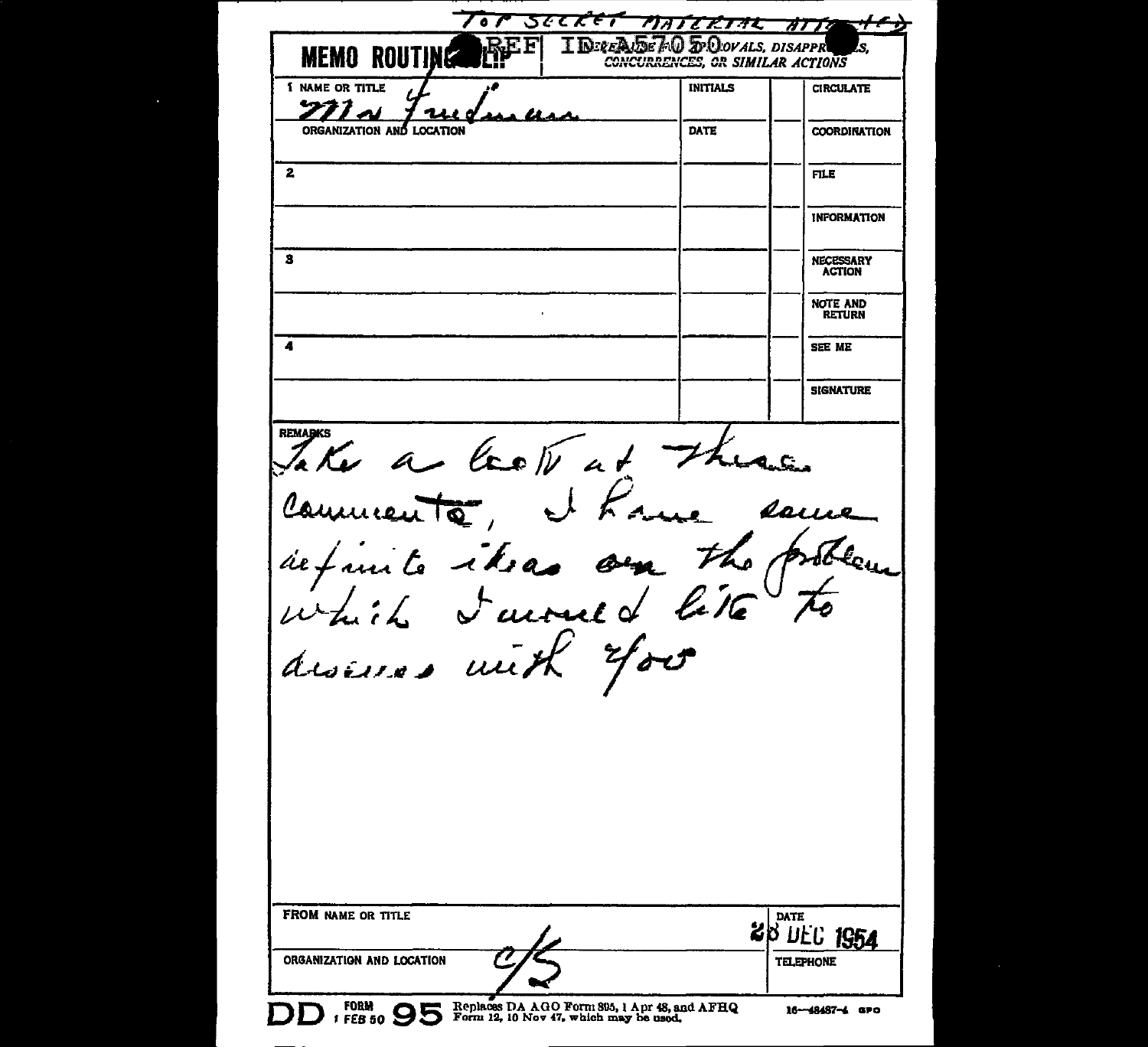TOP SECRET MATERIAL ATTACHED

**MEMO ROUTING SLIP** REF ID:A57050 — NEVER USE FOR APPROVALS, DISAPPROVALS, CONCURRENCES, OR SIMILAR ACTIONS

| | NAME OR TITLE | INITIALS | | |
|---|---|---|---|---|
| 1 | Mr Friedman | | | CIRCULATE |
| | ORGANIZATION AND LOCATION | DATE | | COORDINATION |
| 2 | | | | FILE |
| | | | | INFORMATION |
| 3 | | | | NECESSARY ACTION |
| | | | | NOTE AND RETURN |
| 4 | | | | SEE ME |
| | | | | SIGNATURE |

REMARKS

Take a look at these comments, I have some definite ideas on the problem which I would like to discuss with you

| FROM NAME OR TITLE | DATE |
|---|---|
| C/S | 28 DEC 1954 |
| ORGANIZATION AND LOCATION | TELEPHONE |

DD FORM 1 FEB 50 95 Replaces DA AGO Form 895, 1 Apr 48, and AFHQ Form 12, 10 Nov 47, which may be used. 16—48487-4 GPO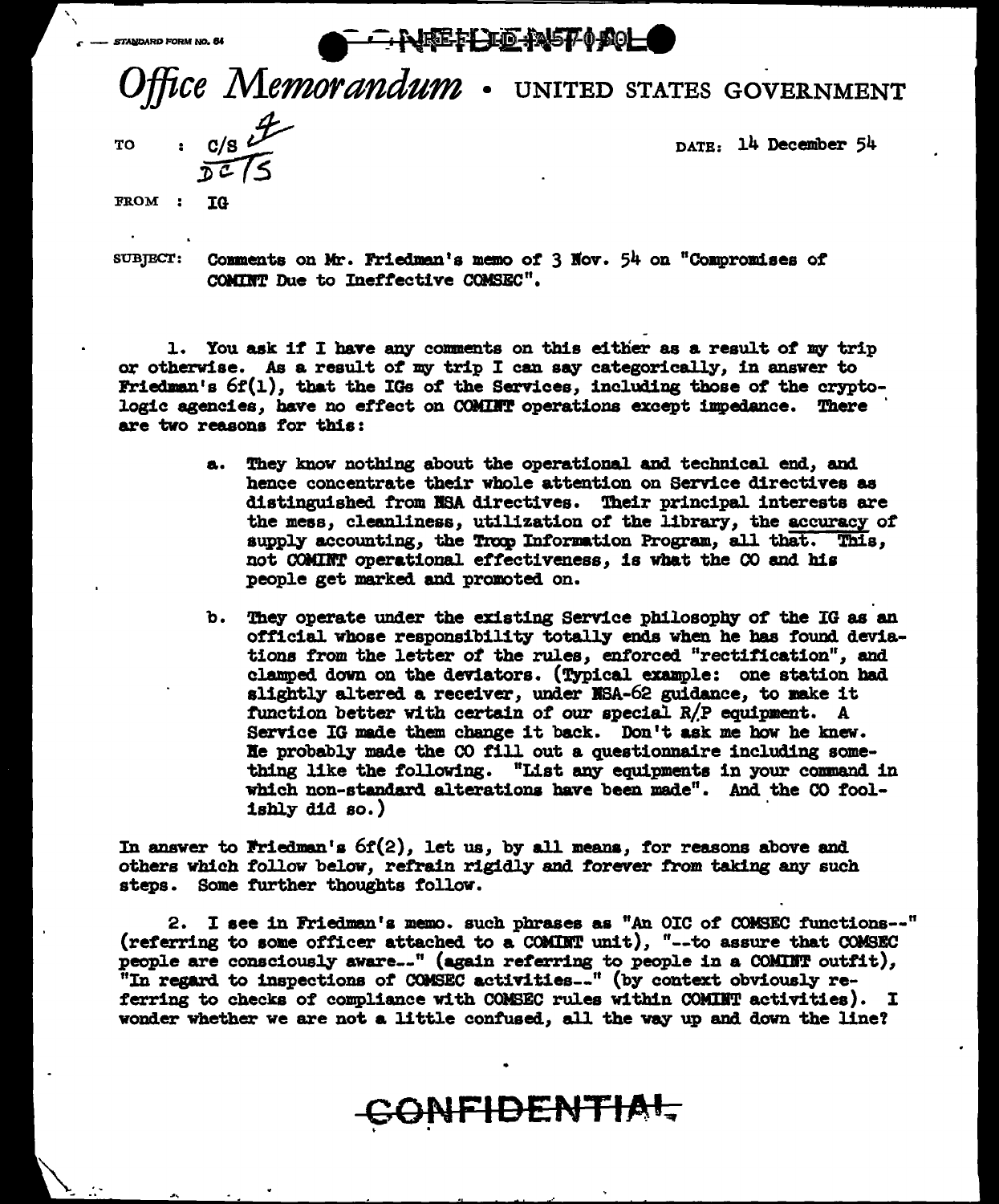STANDARD FORM NO. 64

CONFIDENTIAL

# *Office Memorandum* • UNITED STATES GOVERNMENT

TO : C/S ~~4~~
DC/S

DATE: 14 December 54

FROM : IG

SUBJECT: Comments on Mr. Friedman's memo of 3 Nov. 54 on "Compromises of COMINT Due to Ineffective COMSEC".

1. You ask if I have any comments on this either as a result of my trip or otherwise. As a result of my trip I can say categorically, in answer to Friedman's 6f(1), that the IGs of the Services, including those of the cryptologic agencies, have no effect on COMINT operations except impedance. There are two reasons for this:

   a. They know nothing about the operational and technical end, and hence concentrate their whole attention on Service directives as distinguished from NSA directives. Their principal interests are the mess, cleanliness, utilization of the library, the accuracy of supply accounting, the Troop Information Program, all that. This, not COMINT operational effectiveness, is what the CO and his people get marked and promoted on.

   b. They operate under the existing Service philosophy of the IG as an official whose responsibility totally ends when he has found deviations from the letter of the rules, enforced "rectification", and clamped down on the deviators. (Typical example: one station had slightly altered a receiver, under NSA-62 guidance, to make it function better with certain of our special R/P equipment. A Service IG made them change it back. Don't ask me how he knew. He probably made the CO fill out a questionnaire including something like the following. "List any equipments in your command in which non-standard alterations have been made". And the CO foolishly did so.)

In answer to Friedman's 6f(2), let us, by all means, for reasons above and others which follow below, refrain rigidly and forever from taking any such steps. Some further thoughts follow.

2. I see in Friedman's memo. such phrases as "An OIC of COMSEC functions--" (referring to some officer attached to a COMINT unit), "--to assure that COMSEC people are consciously aware--" (again referring to people in a COMINT outfit), "In regard to inspections of COMSEC activities--" (by context obviously referring to checks of compliance with COMSEC rules within COMINT activities). I wonder whether we are not a little confused, all the way up and down the line?

CONFIDENTIAL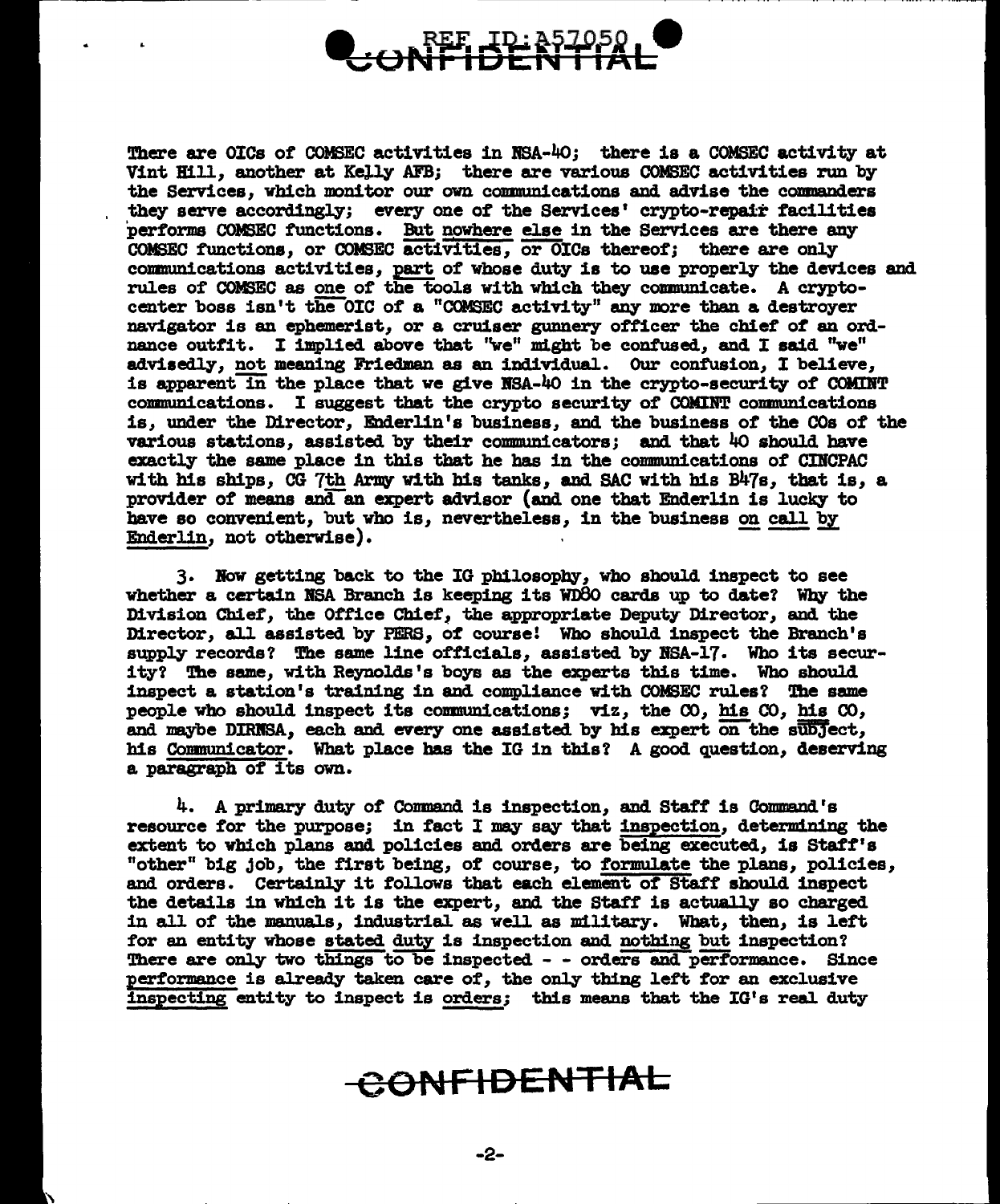There are OICs of COMSEC activities in NSA-40; there is a COMSEC activity at Vint Hill, another at Kelly AFB; there are various COMSEC activities run by the Services, which monitor our own communications and advise the commanders they serve accordingly; every one of the Services' crypto-repair facilities performs COMSEC functions. But nowhere else in the Services are there any COMSEC functions, or COMSEC activities, or OICs thereof; there are only communications activities, part of whose duty is to use properly the devices and rules of COMSEC as one of the tools with which they communicate. A crypto-center boss isn't the OIC of a "COMSEC activity" any more than a destroyer navigator is an ephemerist, or a cruiser gunnery officer the chief of an ordnance outfit. I implied above that "we" might be confused, and I said "we" advisedly, not meaning Friedman as an individual. Our confusion, I believe, is apparent in the place that we give NSA-40 in the crypto-security of COMINT communications. I suggest that the crypto security of COMINT communications is, under the Director, Enderlin's business, and the business of the COs of the various stations, assisted by their communicators; and that 40 should have exactly the same place in this that he has in the communications of CINCPAC with his ships, CG 7th Army with his tanks, and SAC with his B47s, that is, a provider of means and an expert advisor (and one that Enderlin is lucky to have so convenient, but who is, nevertheless, in the business on call by Enderlin, not otherwise).

3. Now getting back to the IG philosophy, who should inspect to see whether a certain NSA Branch is keeping its WD80 cards up to date? Why the Division Chief, the Office Chief, the appropriate Deputy Director, and the Director, all assisted by PERS, of course! Who should inspect the Branch's supply records? The same line officials, assisted by NSA-17. Who its security? The same, with Reynolds's boys as the experts this time. Who should inspect a station's training in and compliance with COMSEC rules? The same people who should inspect its communications; viz, the CO, his CO, his CO, and maybe DIRNSA, each and every one assisted by his expert on the subject, his Communicator. What place has the IG in this? A good question, deserving a paragraph of its own.

4. A primary duty of Command is inspection, and Staff is Command's resource for the purpose; in fact I may say that inspection, determining the extent to which plans and policies and orders are being executed, is Staff's "other" big job, the first being, of course, to formulate the plans, policies, and orders. Certainly it follows that each element of Staff should inspect the details in which it is the expert, and the Staff is actually so charged in all of the manuals, industrial as well as military. What, then, is left for an entity whose stated duty is inspection and nothing but inspection? There are only two things to be inspected - - orders and performance. Since performance is already taken care of, the only thing left for an exclusive inspecting entity to inspect is orders; this means that the IG's real duty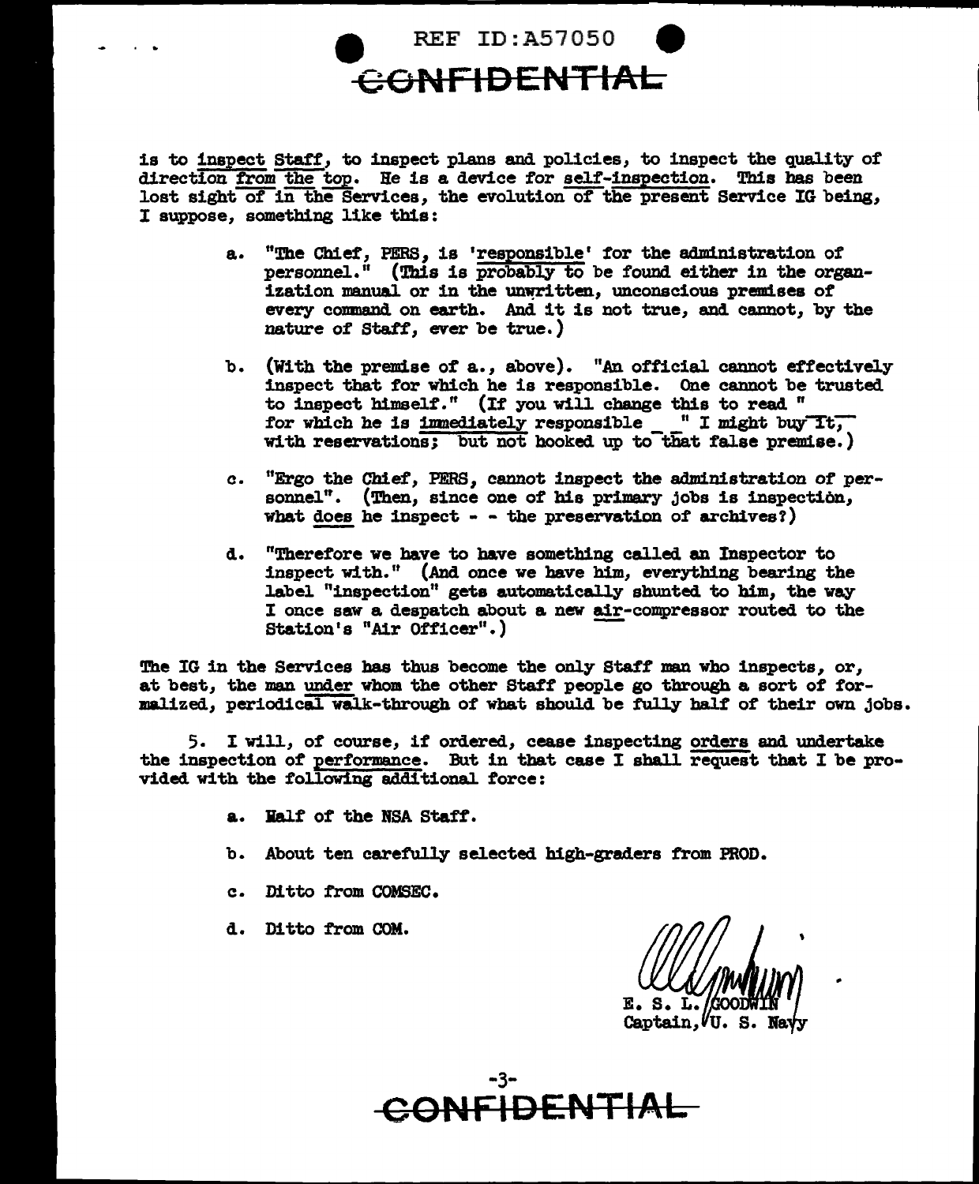is to inspect Staff, to inspect plans and policies, to inspect the quality of direction from the top. He is a device for self-inspection. This has been lost sight of in the Services, the evolution of the present Service IG being, I suppose, something like this:

a. "The Chief, PERS, is 'responsible' for the administration of personnel." (This is probably to be found either in the organization manual or in the unwritten, unconscious premises of every command on earth. And it is not true, and cannot, by the nature of Staff, ever be true.)

b. (With the premise of a., above). "An official cannot effectively inspect that for which he is responsible. One cannot be trusted to inspect himself." (If you will change this to read " for which he is immediately responsible _ " I might buy it, with reservations; but not hooked up to that false premise.)

c. "Ergo the Chief, PERS, cannot inspect the administration of personnel". (Then, since one of his primary jobs is inspection, what does he inspect - - the preservation of archives?)

d. "Therefore we have to have something called an Inspector to inspect with." (And once we have him, everything bearing the label "inspection" gets automatically shunted to him, the way I once saw a despatch about a new air-compressor routed to the Station's "Air Officer".)

The IG in the Services has thus become the only Staff man who inspects, or, at best, the man under whom the other Staff people go through a sort of formalized, periodical walk-through of what should be fully half of their own jobs.

5. I will, of course, if ordered, cease inspecting orders and undertake the inspection of performance. But in that case I shall request that I be provided with the following additional force:

a. Half of the NSA Staff.

b. About ten carefully selected high-graders from PROD.

c. Ditto from COMSEC.

d. Ditto from COM.

E. S. L. GOODWIN
Captain, U. S. Navy